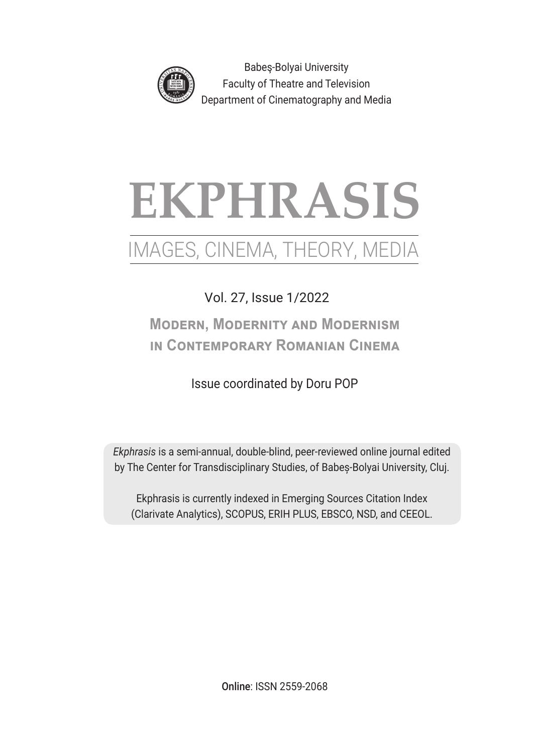Babeş-Bolyai University
Faculty of Theatre and Television
Department of Cinematography and Media

# EKPHRASIS

## IMAGES, CINEMA, THEORY, MEDIA

Vol. 27, Issue 1/2022

### Modern, Modernity and Modernism in Contemporary Romanian Cinema

Issue coordinated by Doru POP

*Ekphrasis* is a semi-annual, double-blind, peer-reviewed online journal edited by The Center for Transdisciplinary Studies, of Babeș-Bolyai University, Cluj.

Ekphrasis is currently indexed in Emerging Sources Citation Index (Clarivate Analytics), SCOPUS, ERIH PLUS, EBSCO, NSD, and CEEOL.

Online: ISSN 2559-2068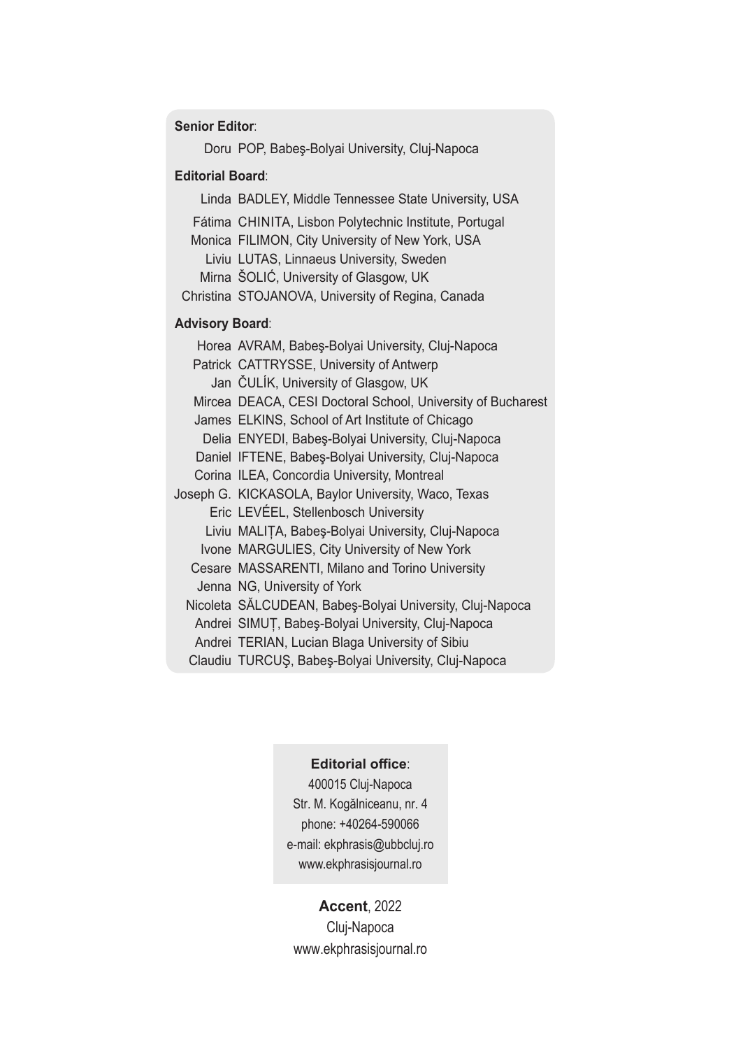**Senior Editor**:

Doru POP, Babeş-Bolyai University, Cluj-Napoca

**Editorial Board**:

Linda BADLEY, Middle Tennessee State University, USA
Fátima CHINITA, Lisbon Polytechnic Institute, Portugal
Monica FILIMON, City University of New York, USA
Liviu LUTAS, Linnaeus University, Sweden
Mirna ŠOLIĆ, University of Glasgow, UK
Christina STOJANOVA, University of Regina, Canada

**Advisory Board**:

Horea AVRAM, Babeş-Bolyai University, Cluj-Napoca
Patrick CATTRYSSE, University of Antwerp
Jan ČULÍK, University of Glasgow, UK
Mircea DEACA, CESI Doctoral School, University of Bucharest
James ELKINS, School of Art Institute of Chicago
Delia ENYEDI, Babeş-Bolyai University, Cluj-Napoca
Daniel IFTENE, Babeş-Bolyai University, Cluj-Napoca
Corina ILEA, Concordia University, Montreal
Joseph G. KICKASOLA, Baylor University, Waco, Texas
Eric LEVÉEL, Stellenbosch University
Liviu MALIȚA, Babeş-Bolyai University, Cluj-Napoca
Ivone MARGULIES, City University of New York
Cesare MASSARENTI, Milano and Torino University
Jenna NG, University of York
Nicoleta SĂLCUDEAN, Babeş-Bolyai University, Cluj-Napoca
Andrei SIMUȚ, Babeş-Bolyai University, Cluj-Napoca
Andrei TERIAN, Lucian Blaga University of Sibiu
Claudiu TURCUŞ, Babeş-Bolyai University, Cluj-Napoca

**Editorial office**:

400015 Cluj-Napoca
Str. M. Kogălniceanu, nr. 4
phone: +40264-590066
e-mail: ekphrasis@ubbcluj.ro
www.ekphrasisjournal.ro

**Accent**, 2022
Cluj-Napoca
www.ekphrasisjournal.ro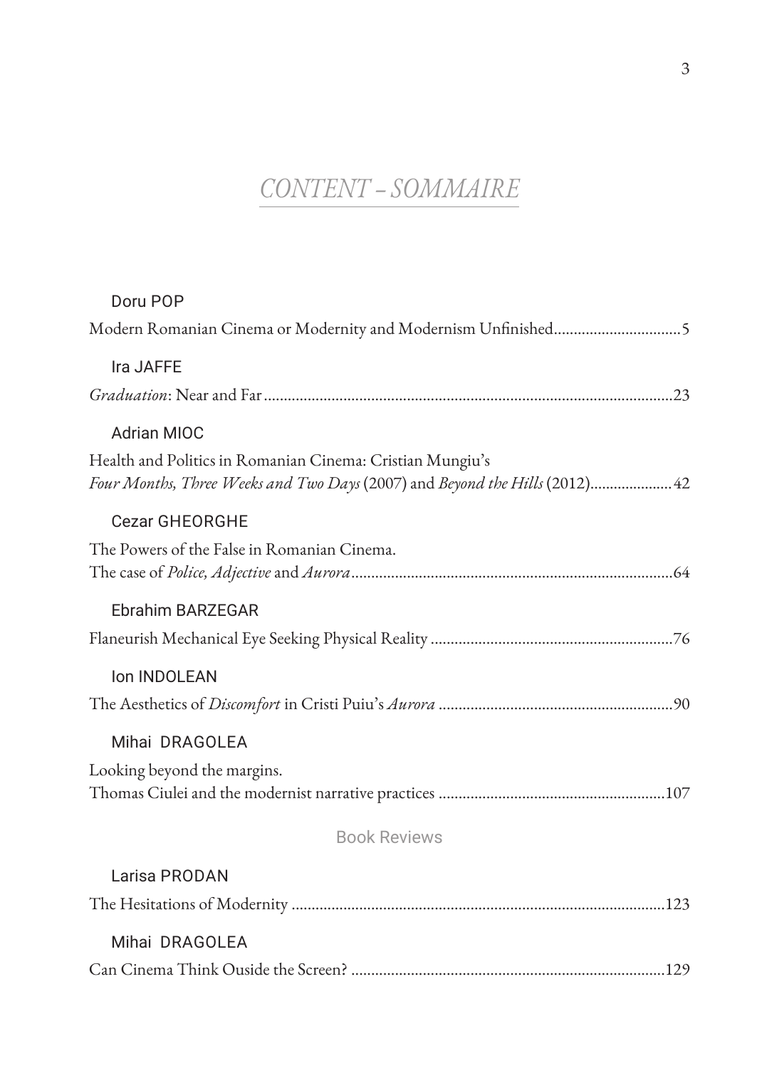# *CONTENT – SOMMAIRE*

Doru POP

Modern Romanian Cinema or Modernity and Modernism Unfinished................................5

Ira JAFFE

*Graduation*: Near and Far......................................................................................................23

Adrian MIOC

Health and Politics in Romanian Cinema: Cristian Mungiu's
*Four Months, Three Weeks and Two Days* (2007) and *Beyond the Hills* (2012)....................42

Cezar GHEORGHE

The Powers of the False in Romanian Cinema.
The case of *Police, Adjective* and *Aurora*.................................................................................64

Ebrahim BARZEGAR

Flaneurish Mechanical Eye Seeking Physical Reality ............................................................76

Ion INDOLEAN

The Aesthetics of *Discomfort* in Cristi Puiu's *Aurora* ..........................................................90

Mihai DRAGOLEA

Looking beyond the margins.
Thomas Ciulei and the modernist narrative practices .........................................................107

## Book Reviews

Larisa PRODAN

The Hesitations of Modernity ............................................................................................123

Mihai DRAGOLEA

Can Cinema Think Ouside the Screen? .............................................................................129